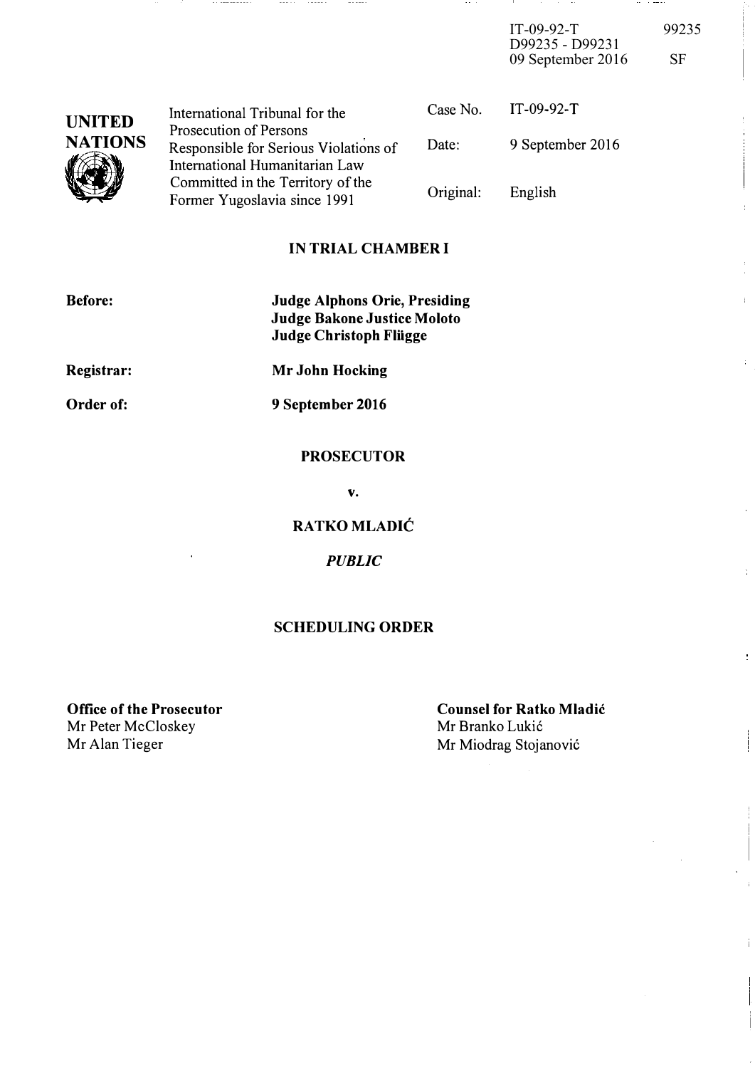IT-09-92-T
D99235 - D99231
09 September 2016

99235

SF

**UNITED NATIONS**

| | | |
|---|---|---|
| International Tribunal for the Prosecution of Persons Responsible for Serious Violations of International Humanitarian Law Committed in the Territory of the Former Yugoslavia since 1991 | Case No. | IT-09-92-T |
| | Date: | 9 September 2016 |
| | Original: | English |

**IN TRIAL CHAMBER I**

| | |
|---|---|
| **Before:** | **Judge Alphons Orie, Presiding** |
| | **Judge Bakone Justice Moloto** |
| | **Judge Christoph Flügge** |
| **Registrar:** | **Mr John Hocking** |
| **Order of:** | **9 September 2016** |

**PROSECUTOR**

**v.**

**RATKO MLADIĆ**

***PUBLIC***

**SCHEDULING ORDER**

**Office of the Prosecutor**
Mr Peter McCloskey
Mr Alan Tieger

**Counsel for Ratko Mladić**
Mr Branko Lukić
Mr Miodrag Stojanović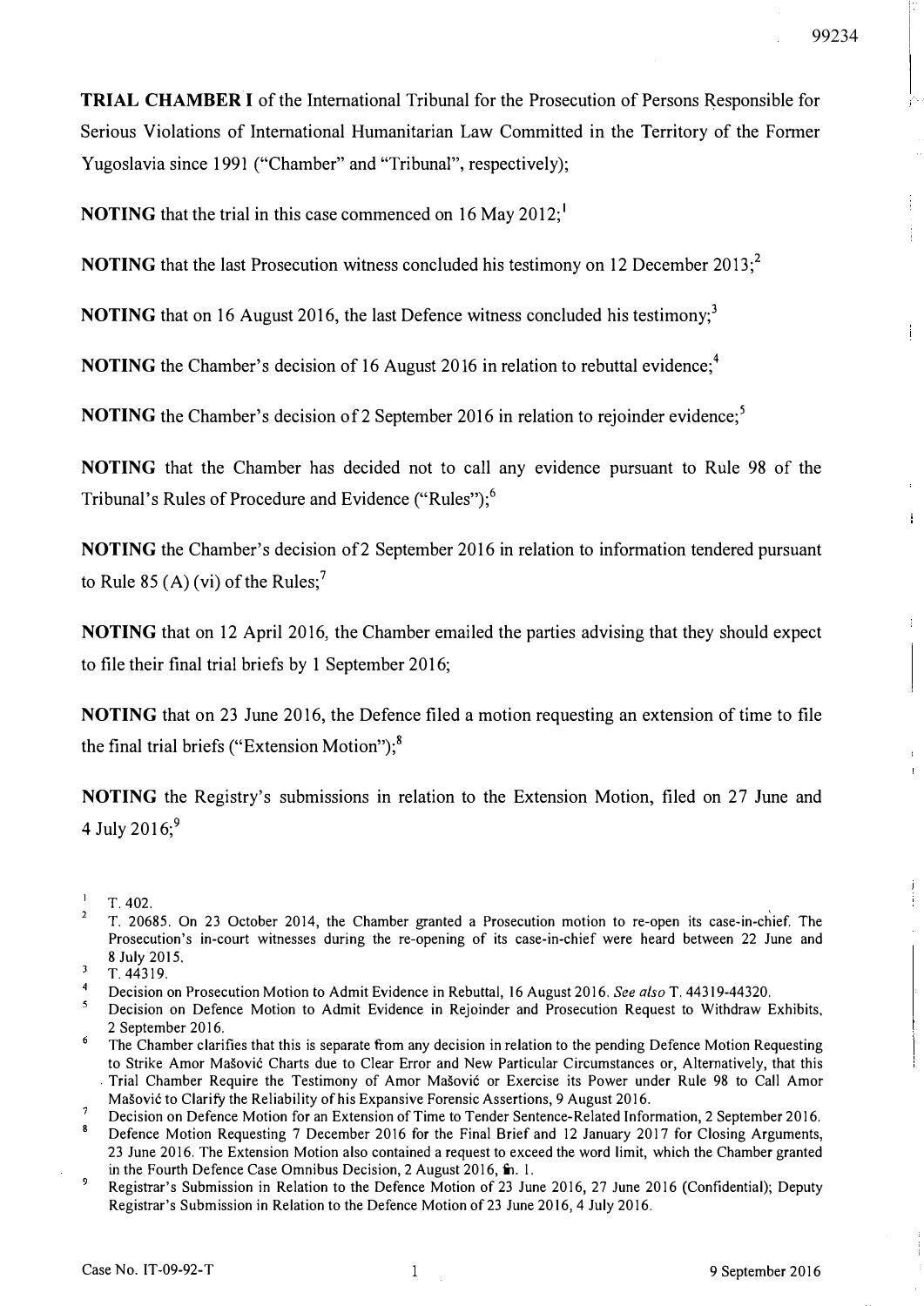**TRIAL CHAMBER I** of the International Tribunal for the Prosecution of Persons Responsible for Serious Violations of International Humanitarian Law Committed in the Territory of the Former Yugoslavia since 1991 ("Chamber" and "Tribunal", respectively);

**NOTING** that the trial in this case commenced on 16 May 2012;[1]

**NOTING** that the last Prosecution witness concluded his testimony on 12 December 2013;[2]

**NOTING** that on 16 August 2016, the last Defence witness concluded his testimony;[3]

**NOTING** the Chamber's decision of 16 August 2016 in relation to rebuttal evidence;[4]

**NOTING** the Chamber's decision of 2 September 2016 in relation to rejoinder evidence;[5]

**NOTING** that the Chamber has decided not to call any evidence pursuant to Rule 98 of the Tribunal's Rules of Procedure and Evidence ("Rules");[6]

**NOTING** the Chamber's decision of 2 September 2016 in relation to information tendered pursuant to Rule 85 (A) (vi) of the Rules;[7]

**NOTING** that on 12 April 2016, the Chamber emailed the parties advising that they should expect to file their final trial briefs by 1 September 2016;

**NOTING** that on 23 June 2016, the Defence filed a motion requesting an extension of time to file the final trial briefs ("Extension Motion");[8]

**NOTING** the Registry's submissions in relation to the Extension Motion, filed on 27 June and 4 July 2016;[9]

---

[1] T. 402.

[2] T. 20685. On 23 October 2014, the Chamber granted a Prosecution motion to re-open its case-in-chief. The Prosecution's in-court witnesses during the re-opening of its case-in-chief were heard between 22 June and 8 July 2015.

[3] T. 44319.

[4] Decision on Prosecution Motion to Admit Evidence in Rebuttal, 16 August 2016. *See also* T. 44319-44320.

[5] Decision on Defence Motion to Admit Evidence in Rejoinder and Prosecution Request to Withdraw Exhibits, 2 September 2016.

[6] The Chamber clarifies that this is separate from any decision in relation to the pending Defence Motion Requesting to Strike Amor Mašović Charts due to Clear Error and New Particular Circumstances or, Alternatively, that this Trial Chamber Require the Testimony of Amor Mašović or Exercise its Power under Rule 98 to Call Amor Mašović to Clarify the Reliability of his Expansive Forensic Assertions, 9 August 2016.

[7] Decision on Defence Motion for an Extension of Time to Tender Sentence-Related Information, 2 September 2016.

[8] Defence Motion Requesting 7 December 2016 for the Final Brief and 12 January 2017 for Closing Arguments, 23 June 2016. The Extension Motion also contained a request to exceed the word limit, which the Chamber granted in the Fourth Defence Case Omnibus Decision, 2 August 2016, fn. 1.

[9] Registrar's Submission in Relation to the Defence Motion of 23 June 2016, 27 June 2016 (Confidential); Deputy Registrar's Submission in Relation to the Defence Motion of 23 June 2016, 4 July 2016.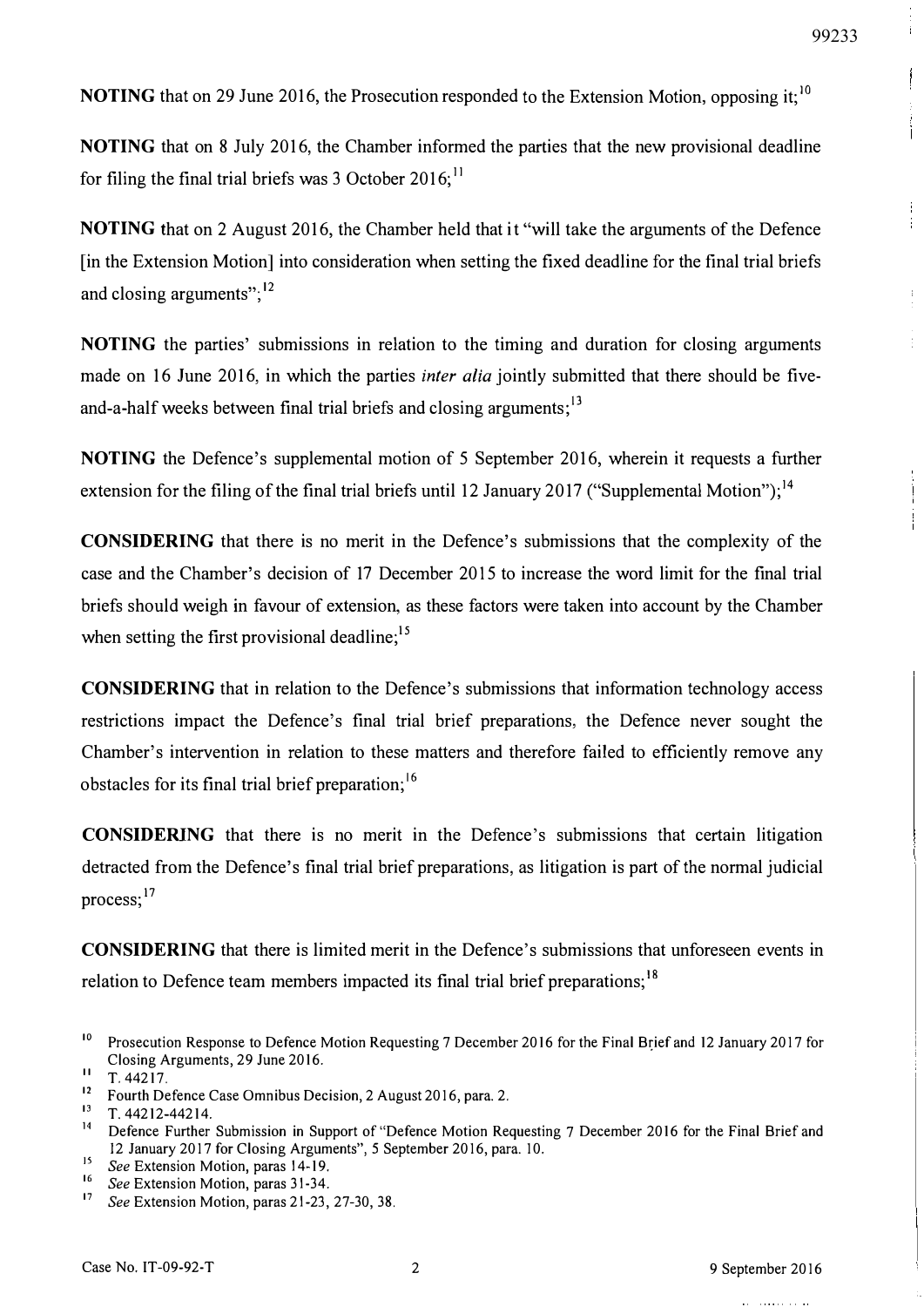**NOTING** that on 29 June 2016, the Prosecution responded to the Extension Motion, opposing it;[10]

**NOTING** that on 8 July 2016, the Chamber informed the parties that the new provisional deadline for filing the final trial briefs was 3 October 2016;[11]

**NOTING** that on 2 August 2016, the Chamber held that it "will take the arguments of the Defence [in the Extension Motion] into consideration when setting the fixed deadline for the final trial briefs and closing arguments";[12]

**NOTING** the parties' submissions in relation to the timing and duration for closing arguments made on 16 June 2016, in which the parties *inter alia* jointly submitted that there should be five-and-a-half weeks between final trial briefs and closing arguments;[13]

**NOTING** the Defence's supplemental motion of 5 September 2016, wherein it requests a further extension for the filing of the final trial briefs until 12 January 2017 ("Supplemental Motion");[14]

**CONSIDERING** that there is no merit in the Defence's submissions that the complexity of the case and the Chamber's decision of 17 December 2015 to increase the word limit for the final trial briefs should weigh in favour of extension, as these factors were taken into account by the Chamber when setting the first provisional deadline;[15]

**CONSIDERING** that in relation to the Defence's submissions that information technology access restrictions impact the Defence's final trial brief preparations, the Defence never sought the Chamber's intervention in relation to these matters and therefore failed to efficiently remove any obstacles for its final trial brief preparation;[16]

**CONSIDERING** that there is no merit in the Defence's submissions that certain litigation detracted from the Defence's final trial brief preparations, as litigation is part of the normal judicial process;[17]

**CONSIDERING** that there is limited merit in the Defence's submissions that unforeseen events in relation to Defence team members impacted its final trial brief preparations;[18]

---

[10] Prosecution Response to Defence Motion Requesting 7 December 2016 for the Final Brief and 12 January 2017 for Closing Arguments, 29 June 2016.

[11] T. 44217.

[12] Fourth Defence Case Omnibus Decision, 2 August 2016, para. 2.

[13] T. 44212-44214.

[14] Defence Further Submission in Support of "Defence Motion Requesting 7 December 2016 for the Final Brief and 12 January 2017 for Closing Arguments", 5 September 2016, para. 10.

[15] *See* Extension Motion, paras 14-19.

[16] *See* Extension Motion, paras 31-34.

[17] *See* Extension Motion, paras 21-23, 27-30, 38.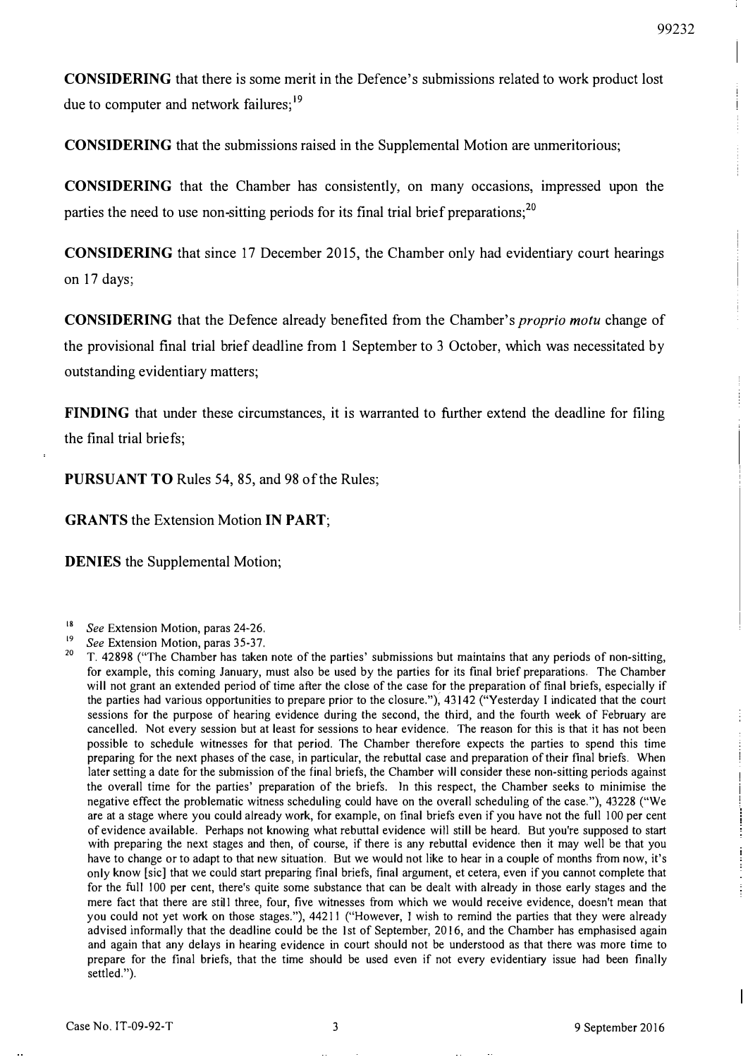**CONSIDERING** that there is some merit in the Defence's submissions related to work product lost due to computer and network failures;[19]

**CONSIDERING** that the submissions raised in the Supplemental Motion are unmeritorious;

**CONSIDERING** that the Chamber has consistently, on many occasions, impressed upon the parties the need to use non-sitting periods for its final trial brief preparations;[20]

**CONSIDERING** that since 17 December 2015, the Chamber only had evidentiary court hearings on 17 days;

**CONSIDERING** that the Defence already benefited from the Chamber's *proprio motu* change of the provisional final trial brief deadline from 1 September to 3 October, which was necessitated by outstanding evidentiary matters;

**FINDING** that under these circumstances, it is warranted to further extend the deadline for filing the final trial briefs;

**PURSUANT TO** Rules 54, 85, and 98 of the Rules;

**GRANTS** the Extension Motion **IN PART**;

**DENIES** the Supplemental Motion;

---

[18] *See* Extension Motion, paras 24-26.

[19] *See* Extension Motion, paras 35-37.

[20] T. 42898 ("The Chamber has taken note of the parties' submissions but maintains that any periods of non-sitting, for example, this coming January, must also be used by the parties for its final brief preparations. The Chamber will not grant an extended period of time after the close of the case for the preparation of final briefs, especially if the parties had various opportunities to prepare prior to the closure."), 43142 ("Yesterday I indicated that the court sessions for the purpose of hearing evidence during the second, the third, and the fourth week of February are cancelled. Not every session but at least for sessions to hear evidence. The reason for this is that it has not been possible to schedule witnesses for that period. The Chamber therefore expects the parties to spend this time preparing for the next phases of the case, in particular, the rebuttal case and preparation of their final briefs. When later setting a date for the submission of the final briefs, the Chamber will consider these non-sitting periods against the overall time for the parties' preparation of the briefs. In this respect, the Chamber seeks to minimise the negative effect the problematic witness scheduling could have on the overall scheduling of the case."), 43228 ("We are at a stage where you could already work, for example, on final briefs even if you have not the full 100 per cent of evidence available. Perhaps not knowing what rebuttal evidence will still be heard. But you're supposed to start with preparing the next stages and then, of course, if there is any rebuttal evidence then it may well be that you have to change or to adapt to that new situation. But we would not like to hear in a couple of months from now, it's only know [sic] that we could start preparing final briefs, final argument, et cetera, even if you cannot complete that for the full 100 per cent, there's quite some substance that can be dealt with already in those early stages and the mere fact that there are still three, four, five witnesses from which we would receive evidence, doesn't mean that you could not yet work on those stages."), 44211 ("However, I wish to remind the parties that they were already advised informally that the deadline could be the 1st of September, 2016, and the Chamber has emphasised again and again that any delays in hearing evidence in court should not be understood as that there was more time to prepare for the final briefs, that the time should be used even if not every evidentiary issue had been finally settled.").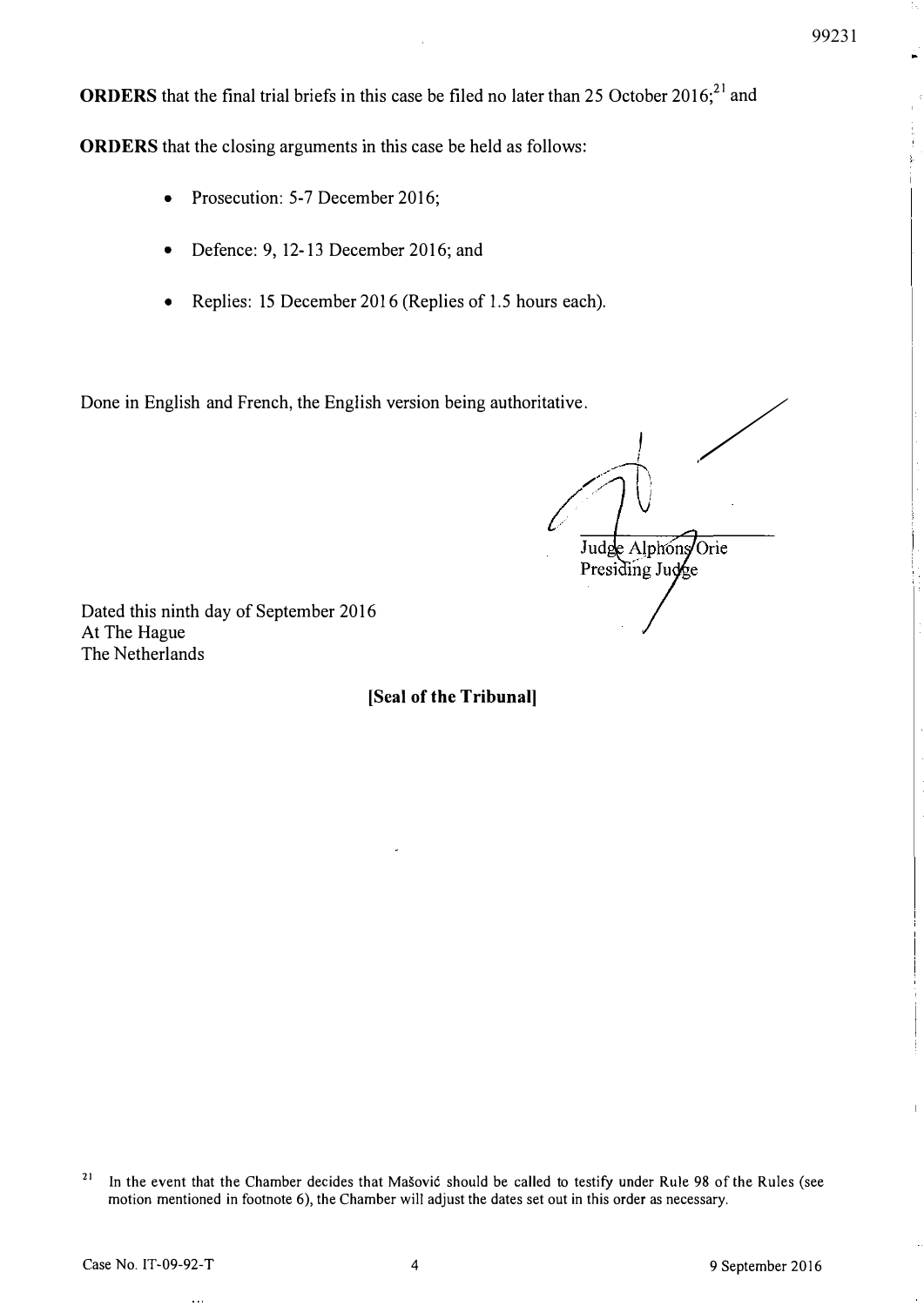**ORDERS** that the final trial briefs in this case be filed no later than 25 October 2016;[21] and

**ORDERS** that the closing arguments in this case be held as follows:

- Prosecution: 5-7 December 2016;
- Defence: 9, 12-13 December 2016; and
- Replies: 15 December 2016 (Replies of 1.5 hours each).

Done in English and French, the English version being authoritative.

Judge Alphons Orie
Presiding Judge

Dated this ninth day of September 2016
At The Hague
The Netherlands

**[Seal of the Tribunal]**

[21] In the event that the Chamber decides that Mašović should be called to testify under Rule 98 of the Rules (see motion mentioned in footnote 6), the Chamber will adjust the dates set out in this order as necessary.